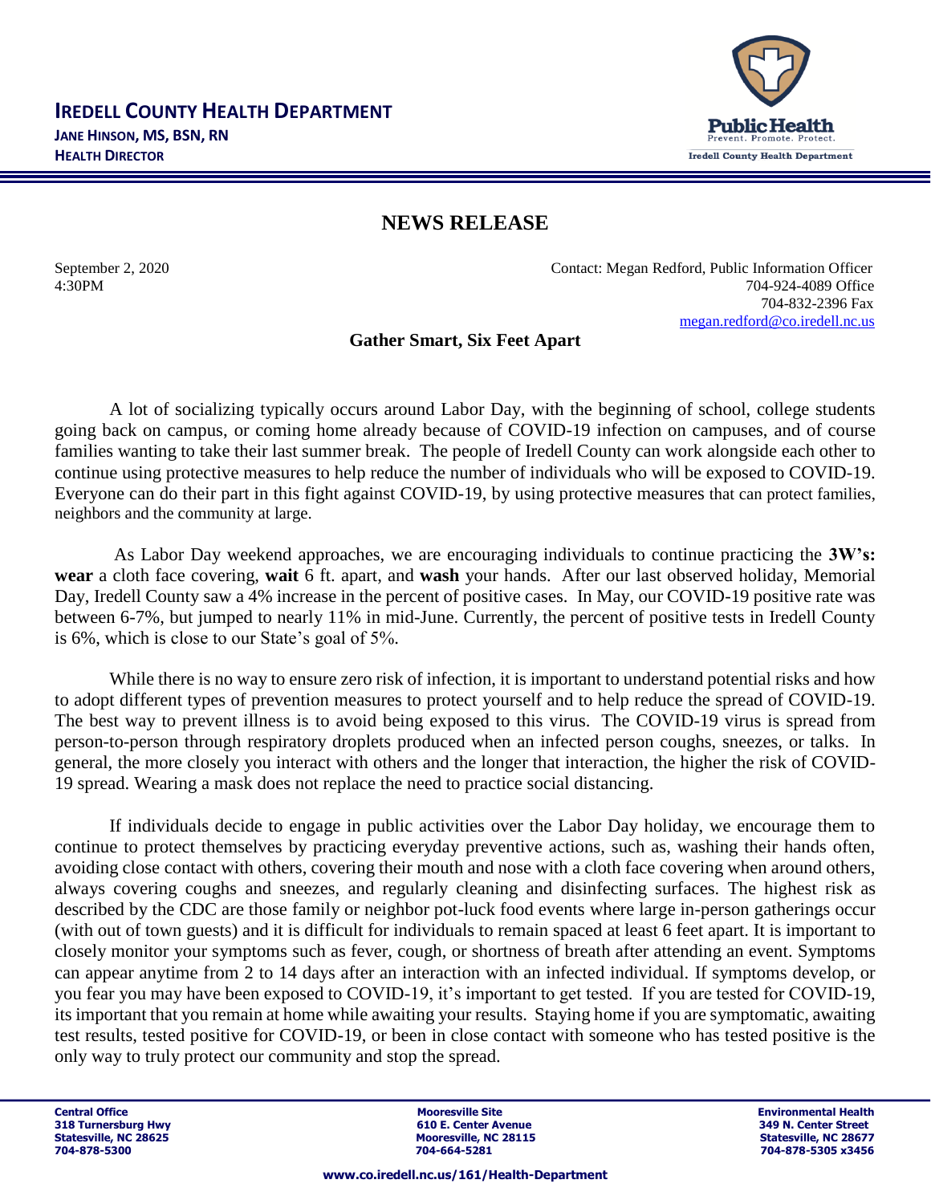**IREDELL COUNTY HEALTH DEPARTMENT**
**JANE HINSON, MS, BSN, RN**
**HEALTH DIRECTOR**

Public Health
Prevent. Promote. Protect.
Iredell County Health Department

# NEWS RELEASE

September 2, 2020
4:30PM

Contact: Megan Redford, Public Information Officer
704-924-4089 Office
704-832-2396 Fax
megan.redford@co.iredell.nc.us

## Gather Smart, Six Feet Apart

A lot of socializing typically occurs around Labor Day, with the beginning of school, college students going back on campus, or coming home already because of COVID-19 infection on campuses, and of course families wanting to take their last summer break. The people of Iredell County can work alongside each other to continue using protective measures to help reduce the number of individuals who will be exposed to COVID-19. Everyone can do their part in this fight against COVID-19, by using protective measures that can protect families, neighbors and the community at large.

As Labor Day weekend approaches, we are encouraging individuals to continue practicing the **3W's: wear** a cloth face covering, **wait** 6 ft. apart, and **wash** your hands. After our last observed holiday, Memorial Day, Iredell County saw a 4% increase in the percent of positive cases. In May, our COVID-19 positive rate was between 6-7%, but jumped to nearly 11% in mid-June. Currently, the percent of positive tests in Iredell County is 6%, which is close to our State's goal of 5%.

While there is no way to ensure zero risk of infection, it is important to understand potential risks and how to adopt different types of prevention measures to protect yourself and to help reduce the spread of COVID-19. The best way to prevent illness is to avoid being exposed to this virus. The COVID-19 virus is spread from person-to-person through respiratory droplets produced when an infected person coughs, sneezes, or talks. In general, the more closely you interact with others and the longer that interaction, the higher the risk of COVID-19 spread. Wearing a mask does not replace the need to practice social distancing.

If individuals decide to engage in public activities over the Labor Day holiday, we encourage them to continue to protect themselves by practicing everyday preventive actions, such as, washing their hands often, avoiding close contact with others, covering their mouth and nose with a cloth face covering when around others, always covering coughs and sneezes, and regularly cleaning and disinfecting surfaces. The highest risk as described by the CDC are those family or neighbor pot-luck food events where large in-person gatherings occur (with out of town guests) and it is difficult for individuals to remain spaced at least 6 feet apart. It is important to closely monitor your symptoms such as fever, cough, or shortness of breath after attending an event. Symptoms can appear anytime from 2 to 14 days after an interaction with an infected individual. If symptoms develop, or you fear you may have been exposed to COVID-19, it's important to get tested. If you are tested for COVID-19, its important that you remain at home while awaiting your results. Staying home if you are symptomatic, awaiting test results, tested positive for COVID-19, or been in close contact with someone who has tested positive is the only way to truly protect our community and stop the spread.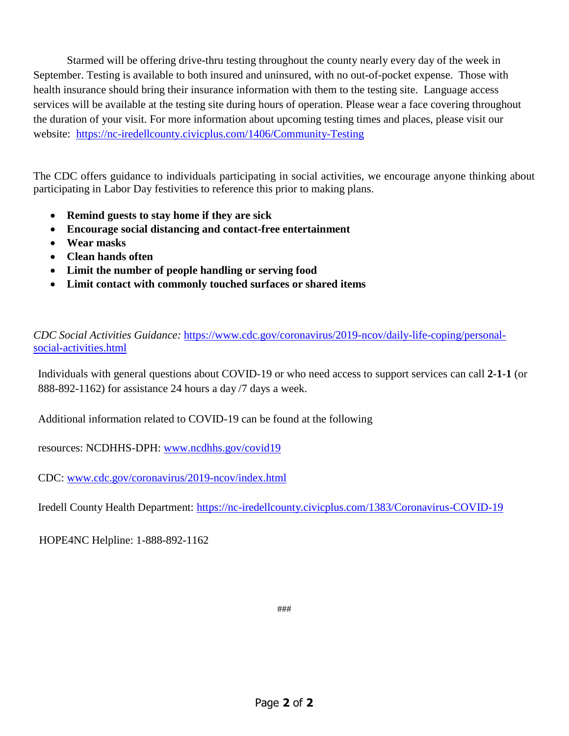Starmed will be offering drive-thru testing throughout the county nearly every day of the week in September. Testing is available to both insured and uninsured, with no out-of-pocket expense. Those with health insurance should bring their insurance information with them to the testing site. Language access services will be available at the testing site during hours of operation. Please wear a face covering throughout the duration of your visit. For more information about upcoming testing times and places, please visit our website: https://nc-iredellcounty.civicplus.com/1406/Community-Testing

The CDC offers guidance to individuals participating in social activities, we encourage anyone thinking about participating in Labor Day festivities to reference this prior to making plans.

- **Remind guests to stay home if they are sick**
- **Encourage social distancing and contact-free entertainment**
- **Wear masks**
- **Clean hands often**
- **Limit the number of people handling or serving food**
- **Limit contact with commonly touched surfaces or shared items**

*CDC Social Activities Guidance:* https://www.cdc.gov/coronavirus/2019-ncov/daily-life-coping/personal-social-activities.html

Individuals with general questions about COVID-19 or who need access to support services can call **2-1-1** (or 888-892-1162) for assistance 24 hours a day /7 days a week.

Additional information related to COVID-19 can be found at the following

resources: NCDHHS-DPH: www.ncdhhs.gov/covid19

CDC: www.cdc.gov/coronavirus/2019-ncov/index.html

Iredell County Health Department: https://nc-iredellcounty.civicplus.com/1383/Coronavirus-COVID-19

HOPE4NC Helpline: 1-888-892-1162

###